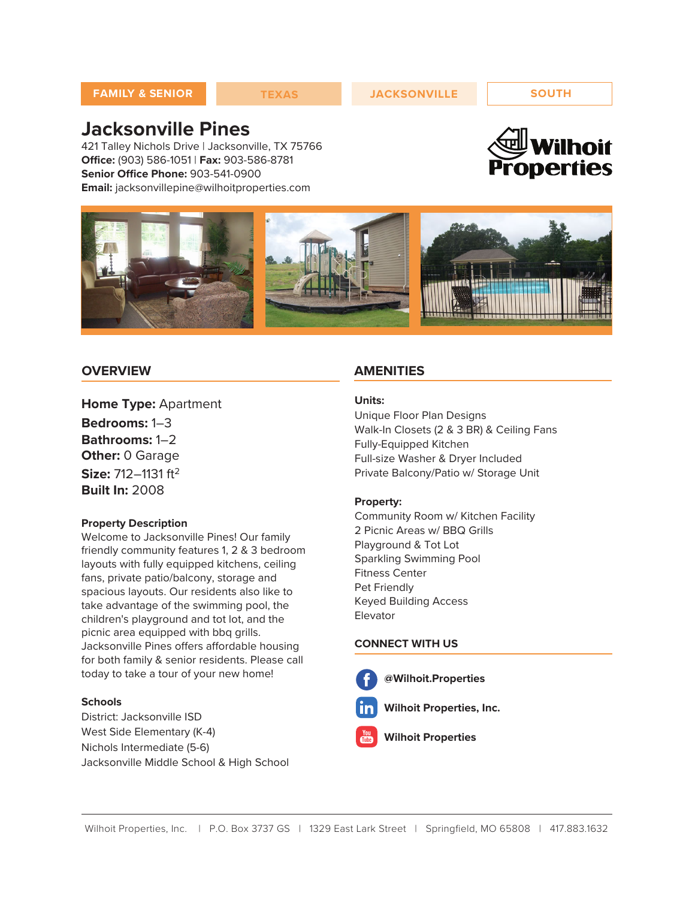FAMILY & SENIOR | TEXAS | JACKSONVILLE | SOUTH

# Jacksonville Pines

421 Talley Nichols Drive | Jacksonville, TX 75766
**Office:** (903) 586-1051 | **Fax:** 903-586-8781
**Senior Office Phone:** 903-541-0900
**Email:** jacksonvillepine@wilhoitproperties.com

Wilhoit Properties

## OVERVIEW

**Home Type:** Apartment
**Bedrooms:** 1–3
**Bathrooms:** 1–2
**Other:** 0 Garage
**Size:** 712–1131 ft$^2$
**Built In:** 2008

### Property Description

Welcome to Jacksonville Pines! Our family friendly community features 1, 2 & 3 bedroom layouts with fully equipped kitchens, ceiling fans, private patio/balcony, storage and spacious layouts. Our residents also like to take advantage of the swimming pool, the children's playground and tot lot, and the picnic area equipped with bbq grills. Jacksonville Pines offers affordable housing for both family & senior residents. Please call today to take a tour of your new home!

### Schools

District: Jacksonville ISD
West Side Elementary (K-4)
Nichols Intermediate (5-6)
Jacksonville Middle School & High School

## AMENITIES

**Units:**
Unique Floor Plan Designs
Walk-In Closets (2 & 3 BR) & Ceiling Fans
Fully-Equipped Kitchen
Full-size Washer & Dryer Included
Private Balcony/Patio w/ Storage Unit

**Property:**
Community Room w/ Kitchen Facility
2 Picnic Areas w/ BBQ Grills
Playground & Tot Lot
Sparkling Swimming Pool
Fitness Center
Pet Friendly
Keyed Building Access
Elevator

## CONNECT WITH US

**@Wilhoit.Properties**
**Wilhoit Properties, Inc.**
**Wilhoit Properties**

Wilhoit Properties, Inc. | P.O. Box 3737 GS | 1329 East Lark Street | Springfield, MO 65808 | 417.883.1632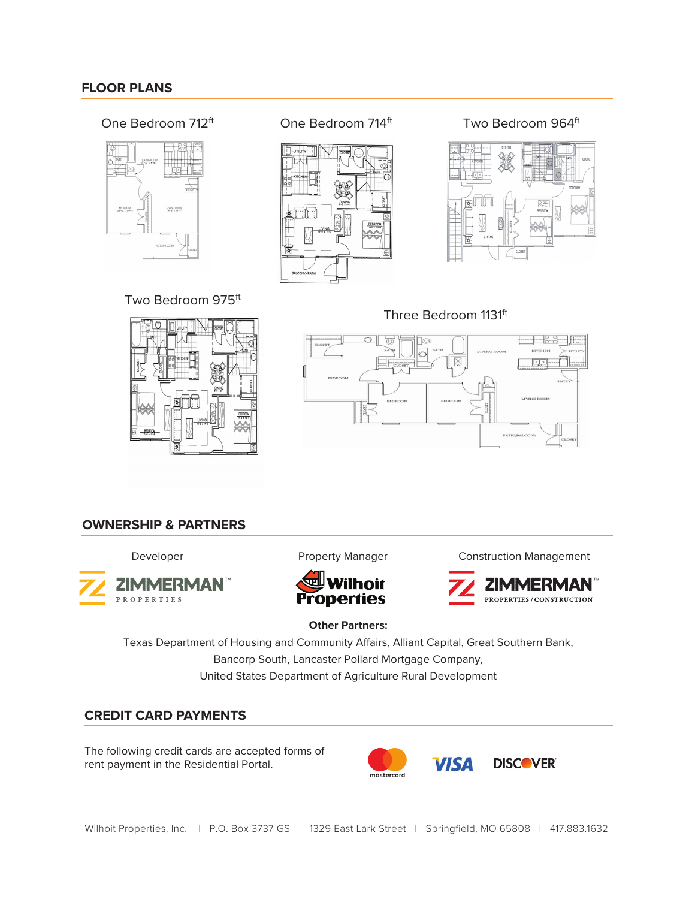## FLOOR PLANS

One Bedroom 712$^{ft}$

One Bedroom 714$^{ft}$

Two Bedroom 964$^{ft}$

Two Bedroom 975$^{ft}$

Three Bedroom 1131$^{ft}$

## OWNERSHIP & PARTNERS

Developer

ZIMMERMAN™ PROPERTIES

Property Manager

Wilhoit Properties

Construction Management

ZIMMERMAN™ PROPERTIES / CONSTRUCTION

**Other Partners:**

Texas Department of Housing and Community Affairs, Alliant Capital, Great Southern Bank, Bancorp South, Lancaster Pollard Mortgage Company, United States Department of Agriculture Rural Development

## CREDIT CARD PAYMENTS

The following credit cards are accepted forms of rent payment in the Residential Portal.

mastercard. VISA DISCOVER

Wilhoit Properties, Inc. | P.O. Box 3737 GS | 1329 East Lark Street | Springfield, MO 65808 | 417.883.1632